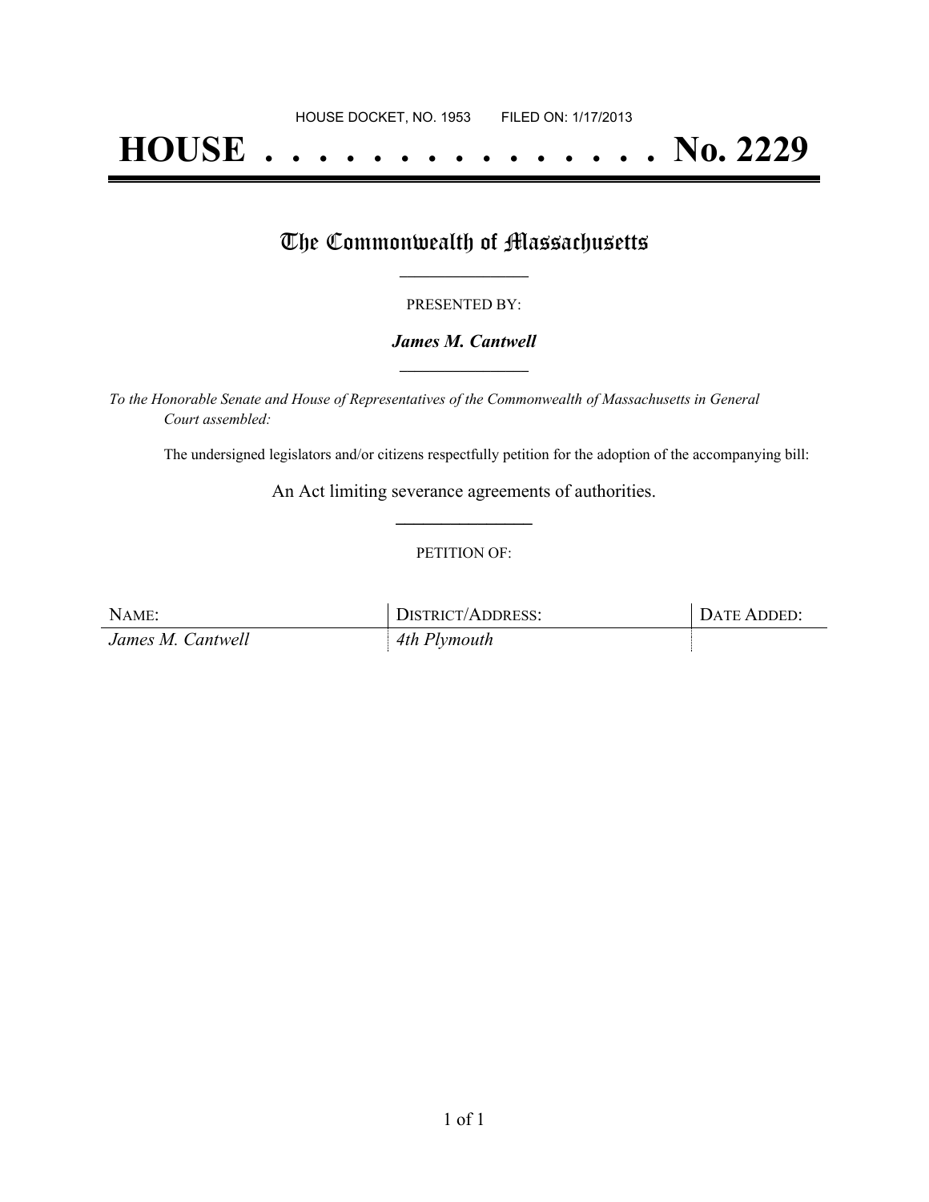HOUSE DOCKET, NO. 1953        FILED ON: 1/17/2013

# HOUSE . . . . . . . . . . . . . . . No. 2229

## The Commonwealth of Massachusetts

PRESENTED BY:

***James M. Cantwell***

*To the Honorable Senate and House of Representatives of the Commonwealth of Massachusetts in General Court assembled:*

The undersigned legislators and/or citizens respectfully petition for the adoption of the accompanying bill:

An Act limiting severance agreements of authorities.

PETITION OF:

| NAME: | DISTRICT/ADDRESS: | DATE ADDED: |
| --- | --- | --- |
| *James M. Cantwell* | *4th Plymouth* | |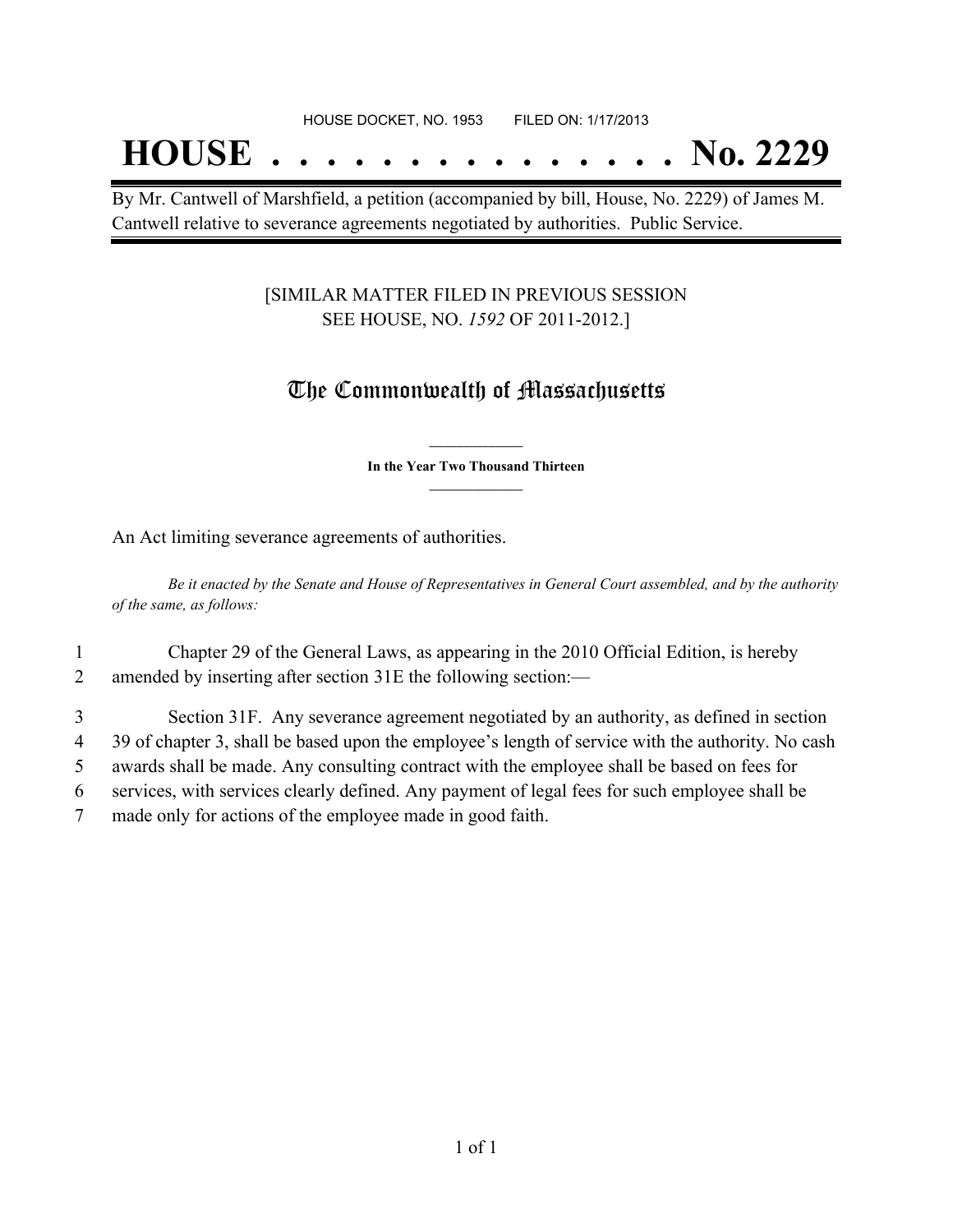HOUSE DOCKET, NO. 1953 FILED ON: 1/17/2013

# HOUSE . . . . . . . . . . . . . . . No. 2229

By Mr. Cantwell of Marshfield, a petition (accompanied by bill, House, No. 2229) of James M. Cantwell relative to severance agreements negotiated by authorities. Public Service.

[SIMILAR MATTER FILED IN PREVIOUS SESSION
SEE HOUSE, NO. *1592* OF 2011-2012.]

## The Commonwealth of Massachusetts

**In the Year Two Thousand Thirteen**

An Act limiting severance agreements of authorities.

*Be it enacted by the Senate and House of Representatives in General Court assembled, and by the authority of the same, as follows:*

1 Chapter 29 of the General Laws, as appearing in the 2010 Official Edition, is hereby
2 amended by inserting after section 31E the following section:—

3 Section 31F. Any severance agreement negotiated by an authority, as defined in section
4 39 of chapter 3, shall be based upon the employee's length of service with the authority. No cash
5 awards shall be made. Any consulting contract with the employee shall be based on fees for
6 services, with services clearly defined. Any payment of legal fees for such employee shall be
7 made only for actions of the employee made in good faith.